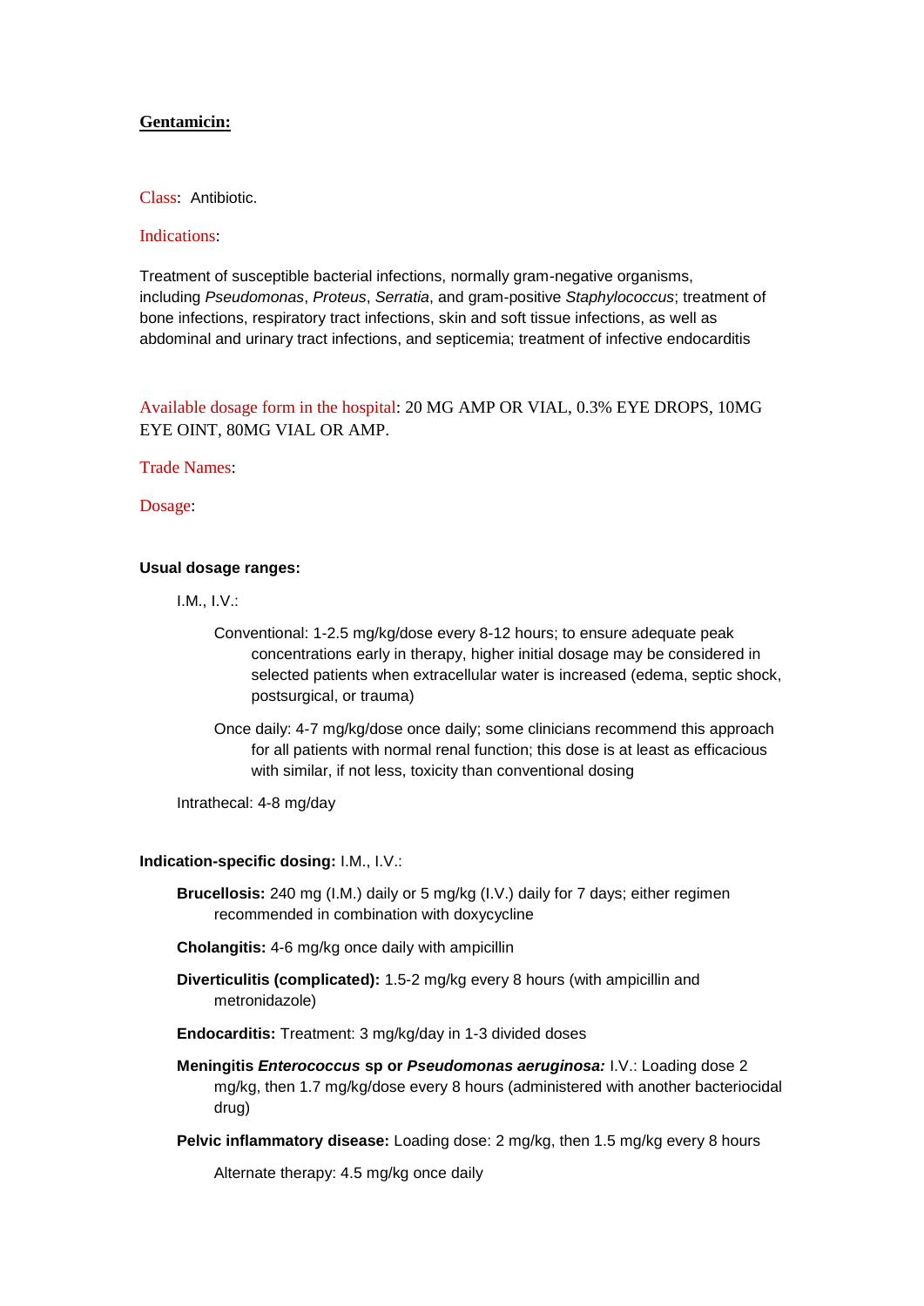## **Gentamicin:**

Class: Antibiotic.

Indications:

Treatment of susceptible bacterial infections, normally gram-negative organisms, including *Pseudomonas*, *Proteus*, *Serratia*, and gram-positive *Staphylococcus*; treatment of bone infections, respiratory tract infections, skin and soft tissue infections, as well as abdominal and urinary tract infections, and septicemia; treatment of infective endocarditis

Available dosage form in the hospital: 20 MG AMP OR VIAL, 0.3% EYE DROPS, 10MG EYE OINT, 80MG VIAL OR AMP.

Trade Names:

Dosage:

**Usual dosage ranges:**

I.M., I.V.:

Conventional: 1-2.5 mg/kg/dose every 8-12 hours; to ensure adequate peak concentrations early in therapy, higher initial dosage may be considered in selected patients when extracellular water is increased (edema, septic shock, postsurgical, or trauma)

Once daily: 4-7 mg/kg/dose once daily; some clinicians recommend this approach for all patients with normal renal function; this dose is at least as efficacious with similar, if not less, toxicity than conventional dosing

Intrathecal: 4-8 mg/day

**Indication-specific dosing:** I.M., I.V.:

**Brucellosis:** 240 mg (I.M.) daily or 5 mg/kg (I.V.) daily for 7 days; either regimen recommended in combination with doxycycline

**Cholangitis:** 4-6 mg/kg once daily with ampicillin

**Diverticulitis (complicated):** 1.5-2 mg/kg every 8 hours (with ampicillin and metronidazole)

**Endocarditis:** Treatment: 3 mg/kg/day in 1-3 divided doses

**Meningitis *Enterococcus* sp or *Pseudomonas aeruginosa:*** I.V.: Loading dose 2 mg/kg, then 1.7 mg/kg/dose every 8 hours (administered with another bacteriocidal drug)

**Pelvic inflammatory disease:** Loading dose: 2 mg/kg, then 1.5 mg/kg every 8 hours

Alternate therapy: 4.5 mg/kg once daily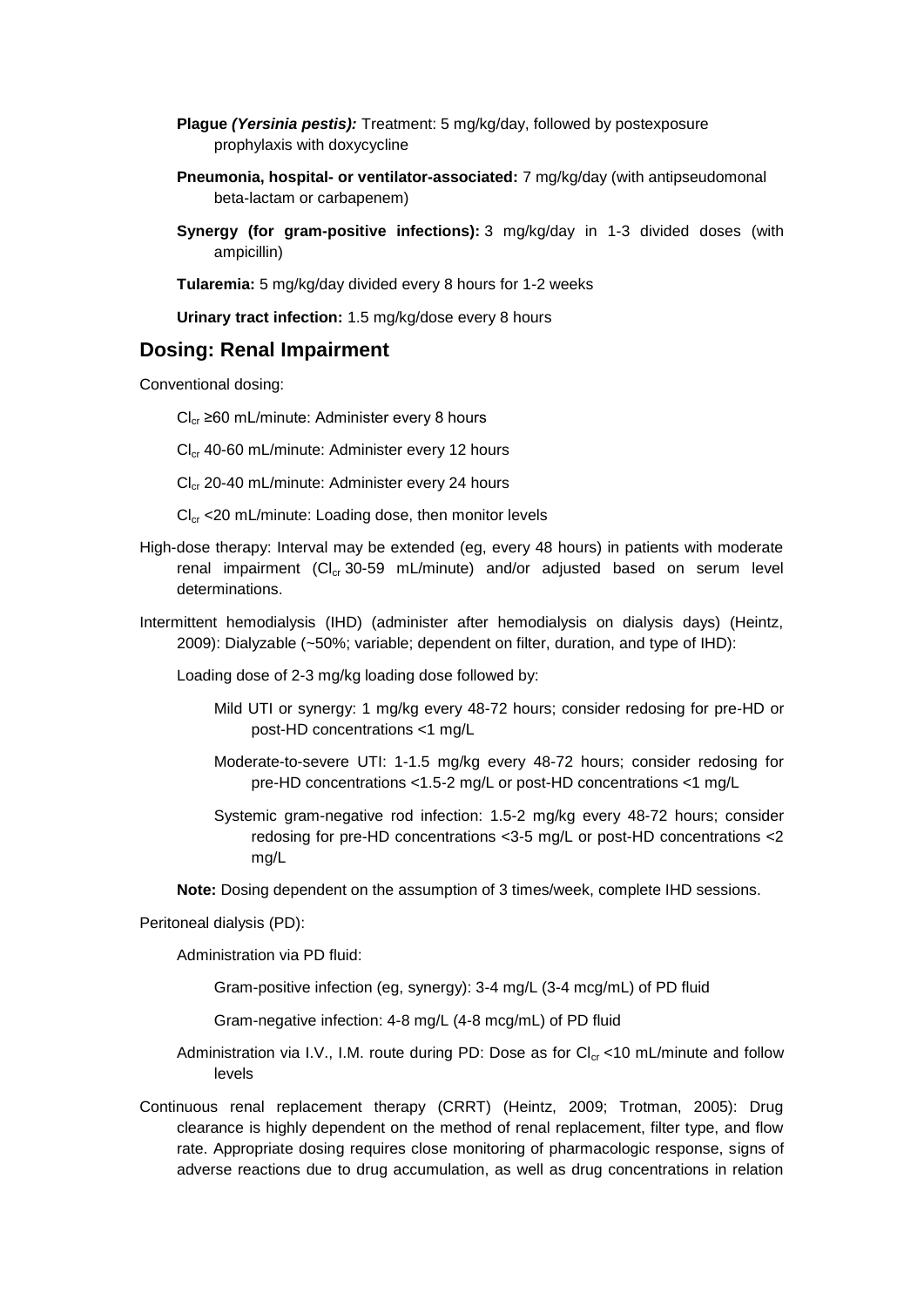**Plague *(Yersinia pestis):*** Treatment: 5 mg/kg/day, followed by postexposure prophylaxis with doxycycline

**Pneumonia, hospital- or ventilator-associated:** 7 mg/kg/day (with antipseudomonal beta-lactam or carbapenem)

**Synergy (for gram-positive infections):** 3 mg/kg/day in 1-3 divided doses (with ampicillin)

**Tularemia:** 5 mg/kg/day divided every 8 hours for 1-2 weeks

**Urinary tract infection:** 1.5 mg/kg/dose every 8 hours

## Dosing: Renal Impairment

Conventional dosing:

$Cl_{cr}$ ≥60 mL/minute: Administer every 8 hours

$Cl_{cr}$ 40-60 mL/minute: Administer every 12 hours

$Cl_{cr}$ 20-40 mL/minute: Administer every 24 hours

$Cl_{cr}$ <20 mL/minute: Loading dose, then monitor levels

High-dose therapy: Interval may be extended (eg, every 48 hours) in patients with moderate renal impairment ($Cl_{cr}$ 30-59 mL/minute) and/or adjusted based on serum level determinations.

Intermittent hemodialysis (IHD) (administer after hemodialysis on dialysis days) (Heintz, 2009): Dialyzable (~50%; variable; dependent on filter, duration, and type of IHD):

Loading dose of 2-3 mg/kg loading dose followed by:

Mild UTI or synergy: 1 mg/kg every 48-72 hours; consider redosing for pre-HD or post-HD concentrations <1 mg/L

Moderate-to-severe UTI: 1-1.5 mg/kg every 48-72 hours; consider redosing for pre-HD concentrations <1.5-2 mg/L or post-HD concentrations <1 mg/L

Systemic gram-negative rod infection: 1.5-2 mg/kg every 48-72 hours; consider redosing for pre-HD concentrations <3-5 mg/L or post-HD concentrations <2 mg/L

**Note:** Dosing dependent on the assumption of 3 times/week, complete IHD sessions.

Peritoneal dialysis (PD):

Administration via PD fluid:

Gram-positive infection (eg, synergy): 3-4 mg/L (3-4 mcg/mL) of PD fluid

Gram-negative infection: 4-8 mg/L (4-8 mcg/mL) of PD fluid

Administration via I.V., I.M. route during PD: Dose as for $Cl_{cr}$ <10 mL/minute and follow levels

Continuous renal replacement therapy (CRRT) (Heintz, 2009; Trotman, 2005): Drug clearance is highly dependent on the method of renal replacement, filter type, and flow rate. Appropriate dosing requires close monitoring of pharmacologic response, signs of adverse reactions due to drug accumulation, as well as drug concentrations in relation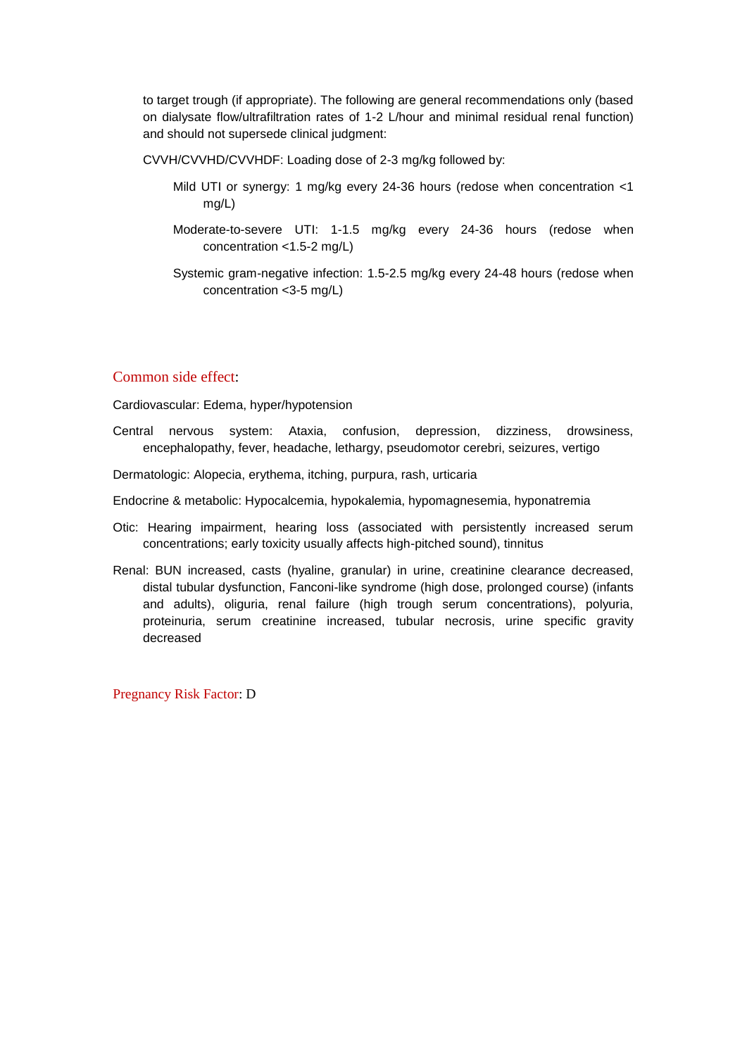to target trough (if appropriate). The following are general recommendations only (based on dialysate flow/ultrafiltration rates of 1-2 L/hour and minimal residual renal function) and should not supersede clinical judgment:

CVVH/CVVHD/CVVHDF: Loading dose of 2-3 mg/kg followed by:

- Mild UTI or synergy: 1 mg/kg every 24-36 hours (redose when concentration <1 mg/L)
- Moderate-to-severe UTI: 1-1.5 mg/kg every 24-36 hours (redose when concentration <1.5-2 mg/L)
- Systemic gram-negative infection: 1.5-2.5 mg/kg every 24-48 hours (redose when concentration <3-5 mg/L)

## Common side effect:

Cardiovascular: Edema, hyper/hypotension

Central nervous system: Ataxia, confusion, depression, dizziness, drowsiness, encephalopathy, fever, headache, lethargy, pseudomotor cerebri, seizures, vertigo

Dermatologic: Alopecia, erythema, itching, purpura, rash, urticaria

Endocrine & metabolic: Hypocalcemia, hypokalemia, hypomagnesemia, hyponatremia

Otic: Hearing impairment, hearing loss (associated with persistently increased serum concentrations; early toxicity usually affects high-pitched sound), tinnitus

Renal: BUN increased, casts (hyaline, granular) in urine, creatinine clearance decreased, distal tubular dysfunction, Fanconi-like syndrome (high dose, prolonged course) (infants and adults), oliguria, renal failure (high trough serum concentrations), polyuria, proteinuria, serum creatinine increased, tubular necrosis, urine specific gravity decreased

## Pregnancy Risk Factor: D